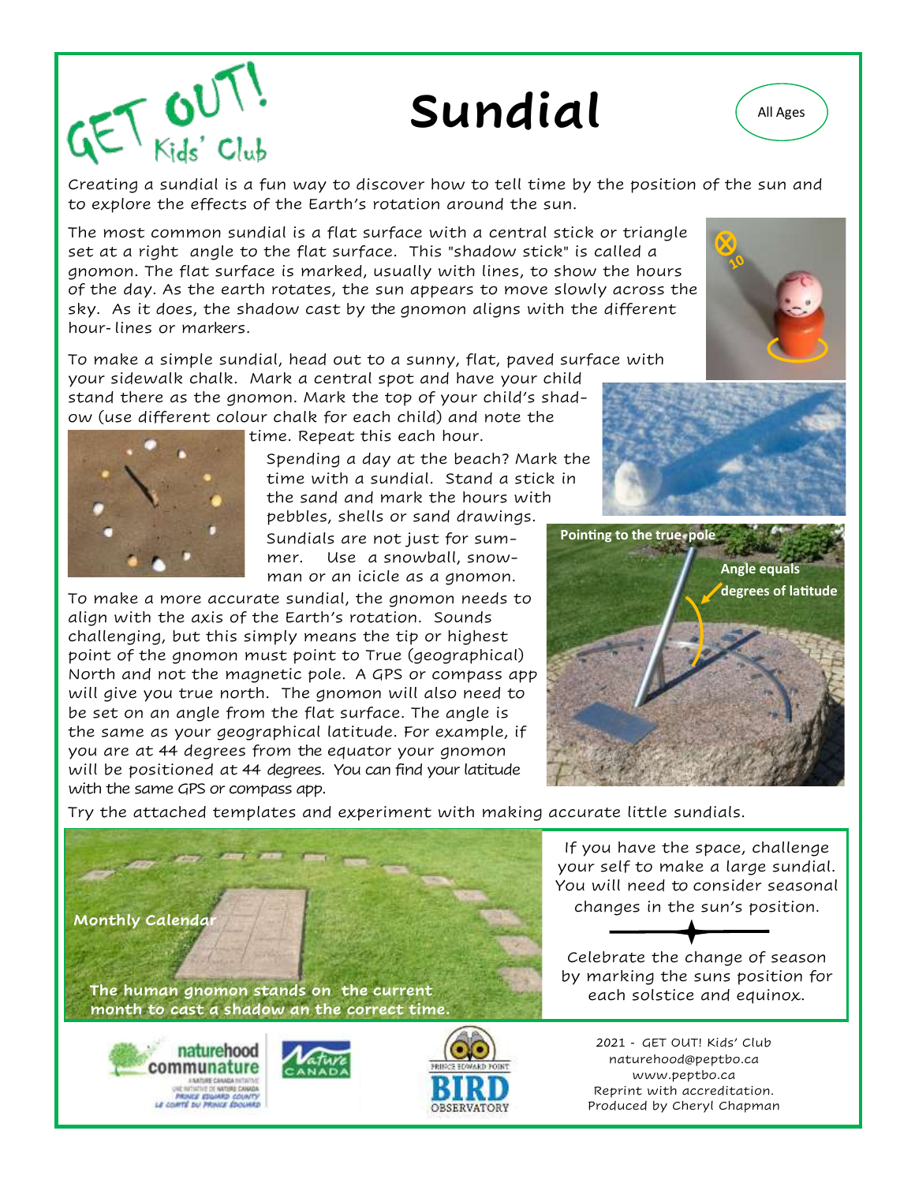GET OUT! Kids' Club

# Sundial

All Ages

Creating a sundial is a fun way to discover how to tell time by the position of the sun and to explore the effects of the Earth's rotation around the sun.

The most common sundial is a flat surface with a central stick or triangle set at a right angle to the flat surface. This "shadow stick" is called a gnomon. The flat surface is marked, usually with lines, to show the hours of the day. As the earth rotates, the sun appears to move slowly across the sky. As it does, the shadow cast by the gnomon aligns with the different hour-lines or markers.

To make a simple sundial, head out to a sunny, flat, paved surface with your sidewalk chalk. Mark a central spot and have your child stand there as the gnomon. Mark the top of your child's shadow (use different colour chalk for each child) and note the time. Repeat this each hour.

Spending a day at the beach? Mark the time with a sundial. Stand a stick in the sand and mark the hours with pebbles, shells or sand drawings.

Sundials are not just for summer. Use a snowball, snowman or an icicle as a gnomon.

To make a more accurate sundial, the gnomon needs to align with the axis of the Earth's rotation. Sounds challenging, but this simply means the tip or highest point of the gnomon must point to True (geographical) North and not the magnetic pole. A GPS or compass app will give you true north. The gnomon will also need to be set on an angle from the flat surface. The angle is the same as your geographical latitude. For example, if you are at 44 degrees from the equator your gnomon will be positioned at 44 degrees. You can find your latitude with the same GPS or compass app.

Pointing to the true pole

Angle equals degrees of latitude

Try the attached templates and experiment with making accurate little sundials.

Monthly Calendar

The human gnomon stands on the current month to cast a shadow an the correct time.

If you have the space, challenge your self to make a large sundial. You will need to consider seasonal changes in the sun's position.

Celebrate the change of season by marking the suns position for each solstice and equinox.

2021 - GET OUT! Kids' Club
naturehood@peptbo.ca
www.peptbo.ca
Reprint with accreditation.
Produced by Cheryl Chapman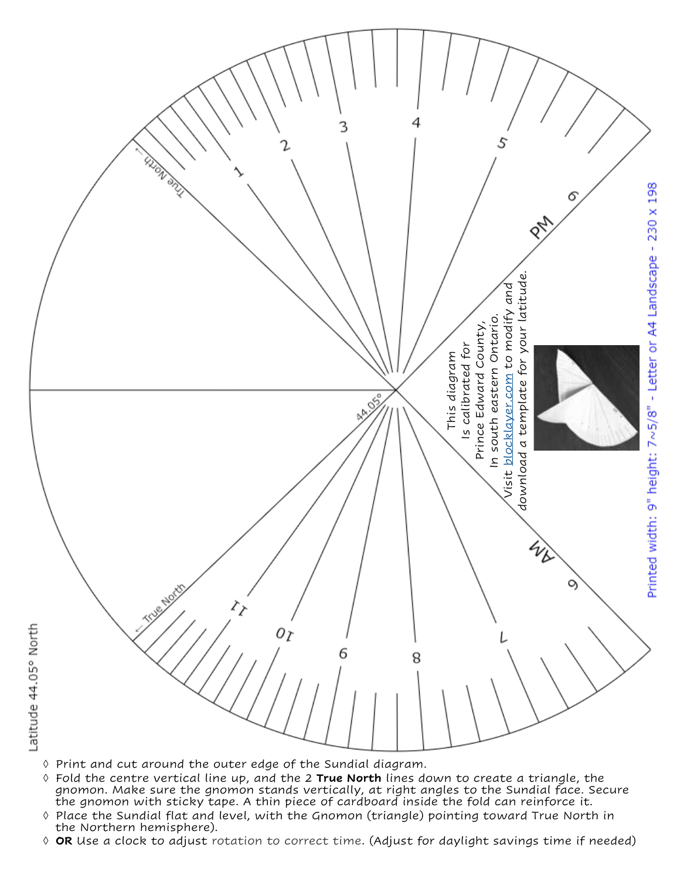Latitude 44.05° North

This diagram Is calibrated for Prince Edward County, In south eastern Ontario. Visit blocklayer.com to modify and download a template for your latitude.

Printed width: 9" height: 7~5/8" - Letter or A4 Landscape - 230 x 198

- Print and cut around the outer edge of the Sundial diagram.
- Fold the centre vertical line up, and the 2 **True North** lines down to create a triangle, the gnomon. Make sure the gnomon stands vertically, at right angles to the Sundial face. Secure the gnomon with sticky tape. A thin piece of cardboard inside the fold can reinforce it.
- Place the Sundial flat and level, with the Gnomon (triangle) pointing toward True North in the Northern hemisphere).
- **OR** Use a clock to adjust rotation to correct time. (Adjust for daylight savings time if needed)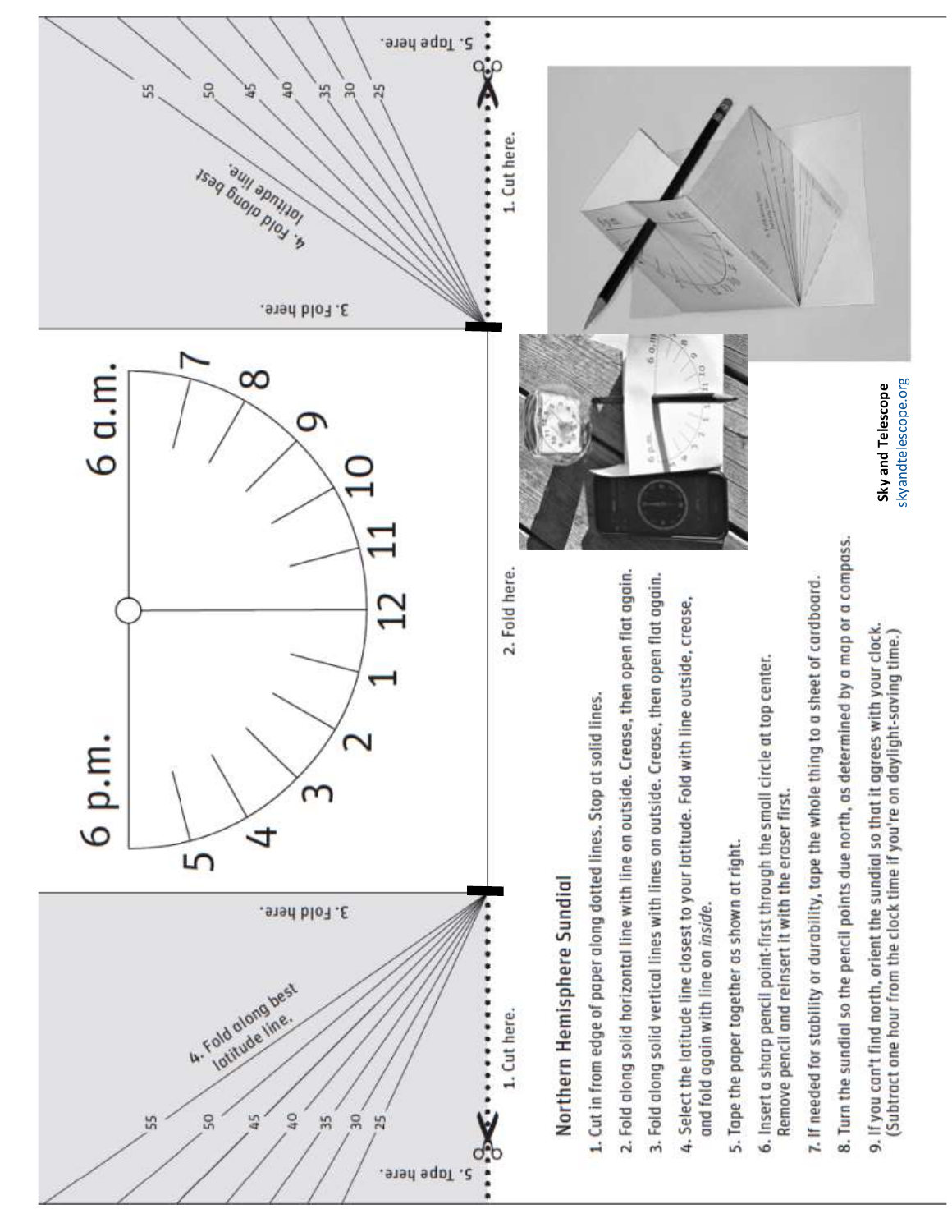## Northern Hemisphere Sundial

1. Cut in from edge of paper along dotted lines. Stop at solid lines.
2. Fold along solid horizontal line with line on outside. Crease, then open flat again.
3. Fold along solid vertical lines with lines on outside. Crease, then open flat again.
4. Select the latitude line closest to your latitude. Fold with line outside, crease, and fold again with line on *inside.*
5. Tape the paper together as shown at right.
6. Insert a sharp pencil point-first through the small circle at top center. Remove pencil and reinsert it with the eraser first.
7. If needed for stability or durability, tape the whole thing to a sheet of cardboard.
8. Turn the sundial so the pencil points due north, as determined by a map or a compass.
9. If you can't find north, orient the sundial so that it agrees with your clock. (Subtract one hour from the clock time if you're on daylight-saving time.)

6 p.m.

6 a.m.

5 4 3 2 1 12 11 10 9 8 7

1. Cut here.

2. Fold here.

3. Fold here.

4. Fold along best latitude line.

5. Tape here.

55 50 45 40 35 30 25

**Sky and Telescope**
skyandtelescope.org